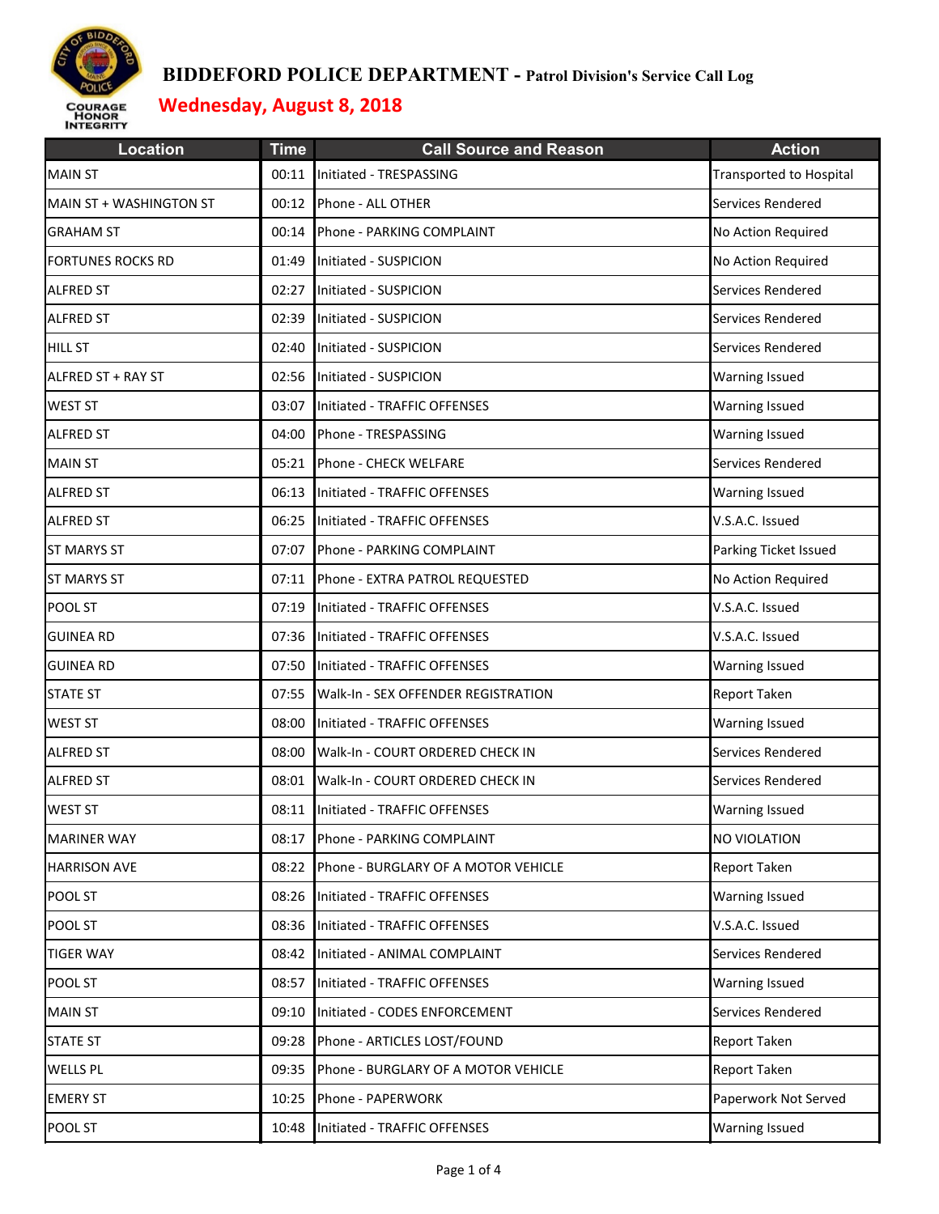# BIDDEFORD POLICE DEPARTMENT - Patrol Division's Service Call Log

## Wednesday, August 8, 2018

| Location | Time | Call Source and Reason | Action |
|---|---|---|---|
| MAIN ST | 00:11 | Initiated - TRESPASSING | Transported to Hospital |
| MAIN ST + WASHINGTON ST | 00:12 | Phone - ALL OTHER | Services Rendered |
| GRAHAM ST | 00:14 | Phone - PARKING COMPLAINT | No Action Required |
| FORTUNES ROCKS RD | 01:49 | Initiated - SUSPICION | No Action Required |
| ALFRED ST | 02:27 | Initiated - SUSPICION | Services Rendered |
| ALFRED ST | 02:39 | Initiated - SUSPICION | Services Rendered |
| HILL ST | 02:40 | Initiated - SUSPICION | Services Rendered |
| ALFRED ST + RAY ST | 02:56 | Initiated - SUSPICION | Warning Issued |
| WEST ST | 03:07 | Initiated - TRAFFIC OFFENSES | Warning Issued |
| ALFRED ST | 04:00 | Phone - TRESPASSING | Warning Issued |
| MAIN ST | 05:21 | Phone - CHECK WELFARE | Services Rendered |
| ALFRED ST | 06:13 | Initiated - TRAFFIC OFFENSES | Warning Issued |
| ALFRED ST | 06:25 | Initiated - TRAFFIC OFFENSES | V.S.A.C. Issued |
| ST MARYS ST | 07:07 | Phone - PARKING COMPLAINT | Parking Ticket Issued |
| ST MARYS ST | 07:11 | Phone - EXTRA PATROL REQUESTED | No Action Required |
| POOL ST | 07:19 | Initiated - TRAFFIC OFFENSES | V.S.A.C. Issued |
| GUINEA RD | 07:36 | Initiated - TRAFFIC OFFENSES | V.S.A.C. Issued |
| GUINEA RD | 07:50 | Initiated - TRAFFIC OFFENSES | Warning Issued |
| STATE ST | 07:55 | Walk-In - SEX OFFENDER REGISTRATION | Report Taken |
| WEST ST | 08:00 | Initiated - TRAFFIC OFFENSES | Warning Issued |
| ALFRED ST | 08:00 | Walk-In - COURT ORDERED CHECK IN | Services Rendered |
| ALFRED ST | 08:01 | Walk-In - COURT ORDERED CHECK IN | Services Rendered |
| WEST ST | 08:11 | Initiated - TRAFFIC OFFENSES | Warning Issued |
| MARINER WAY | 08:17 | Phone - PARKING COMPLAINT | NO VIOLATION |
| HARRISON AVE | 08:22 | Phone - BURGLARY OF A MOTOR VEHICLE | Report Taken |
| POOL ST | 08:26 | Initiated - TRAFFIC OFFENSES | Warning Issued |
| POOL ST | 08:36 | Initiated - TRAFFIC OFFENSES | V.S.A.C. Issued |
| TIGER WAY | 08:42 | Initiated - ANIMAL COMPLAINT | Services Rendered |
| POOL ST | 08:57 | Initiated - TRAFFIC OFFENSES | Warning Issued |
| MAIN ST | 09:10 | Initiated - CODES ENFORCEMENT | Services Rendered |
| STATE ST | 09:28 | Phone - ARTICLES LOST/FOUND | Report Taken |
| WELLS PL | 09:35 | Phone - BURGLARY OF A MOTOR VEHICLE | Report Taken |
| EMERY ST | 10:25 | Phone - PAPERWORK | Paperwork Not Served |
| POOL ST | 10:48 | Initiated - TRAFFIC OFFENSES | Warning Issued |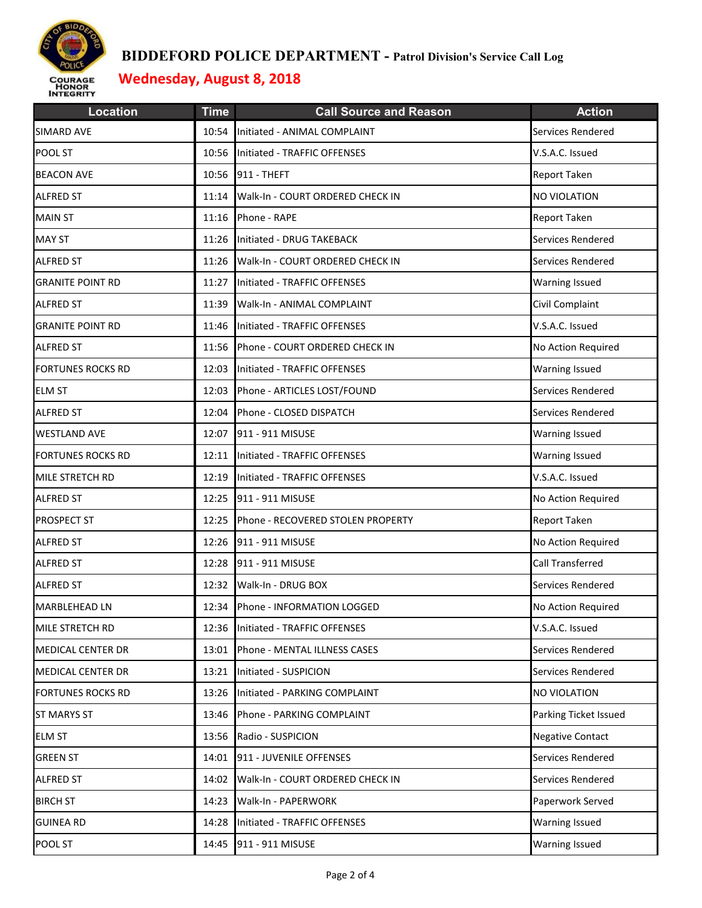# BIDDEFORD POLICE DEPARTMENT - Patrol Division's Service Call Log

## Wednesday, August 8, 2018

| Location | Time | Call Source and Reason | Action |
|---|---|---|---|
| SIMARD AVE | 10:54 | Initiated - ANIMAL COMPLAINT | Services Rendered |
| POOL ST | 10:56 | Initiated - TRAFFIC OFFENSES | V.S.A.C. Issued |
| BEACON AVE | 10:56 | 911 - THEFT | Report Taken |
| ALFRED ST | 11:14 | Walk-In - COURT ORDERED CHECK IN | NO VIOLATION |
| MAIN ST | 11:16 | Phone - RAPE | Report Taken |
| MAY ST | 11:26 | Initiated - DRUG TAKEBACK | Services Rendered |
| ALFRED ST | 11:26 | Walk-In - COURT ORDERED CHECK IN | Services Rendered |
| GRANITE POINT RD | 11:27 | Initiated - TRAFFIC OFFENSES | Warning Issued |
| ALFRED ST | 11:39 | Walk-In - ANIMAL COMPLAINT | Civil Complaint |
| GRANITE POINT RD | 11:46 | Initiated - TRAFFIC OFFENSES | V.S.A.C. Issued |
| ALFRED ST | 11:56 | Phone - COURT ORDERED CHECK IN | No Action Required |
| FORTUNES ROCKS RD | 12:03 | Initiated - TRAFFIC OFFENSES | Warning Issued |
| ELM ST | 12:03 | Phone - ARTICLES LOST/FOUND | Services Rendered |
| ALFRED ST | 12:04 | Phone - CLOSED DISPATCH | Services Rendered |
| WESTLAND AVE | 12:07 | 911 - 911 MISUSE | Warning Issued |
| FORTUNES ROCKS RD | 12:11 | Initiated - TRAFFIC OFFENSES | Warning Issued |
| MILE STRETCH RD | 12:19 | Initiated - TRAFFIC OFFENSES | V.S.A.C. Issued |
| ALFRED ST | 12:25 | 911 - 911 MISUSE | No Action Required |
| PROSPECT ST | 12:25 | Phone - RECOVERED STOLEN PROPERTY | Report Taken |
| ALFRED ST | 12:26 | 911 - 911 MISUSE | No Action Required |
| ALFRED ST | 12:28 | 911 - 911 MISUSE | Call Transferred |
| ALFRED ST | 12:32 | Walk-In - DRUG BOX | Services Rendered |
| MARBLEHEAD LN | 12:34 | Phone - INFORMATION LOGGED | No Action Required |
| MILE STRETCH RD | 12:36 | Initiated - TRAFFIC OFFENSES | V.S.A.C. Issued |
| MEDICAL CENTER DR | 13:01 | Phone - MENTAL ILLNESS CASES | Services Rendered |
| MEDICAL CENTER DR | 13:21 | Initiated - SUSPICION | Services Rendered |
| FORTUNES ROCKS RD | 13:26 | Initiated - PARKING COMPLAINT | NO VIOLATION |
| ST MARYS ST | 13:46 | Phone - PARKING COMPLAINT | Parking Ticket Issued |
| ELM ST | 13:56 | Radio - SUSPICION | Negative Contact |
| GREEN ST | 14:01 | 911 - JUVENILE OFFENSES | Services Rendered |
| ALFRED ST | 14:02 | Walk-In - COURT ORDERED CHECK IN | Services Rendered |
| BIRCH ST | 14:23 | Walk-In - PAPERWORK | Paperwork Served |
| GUINEA RD | 14:28 | Initiated - TRAFFIC OFFENSES | Warning Issued |
| POOL ST | 14:45 | 911 - 911 MISUSE | Warning Issued |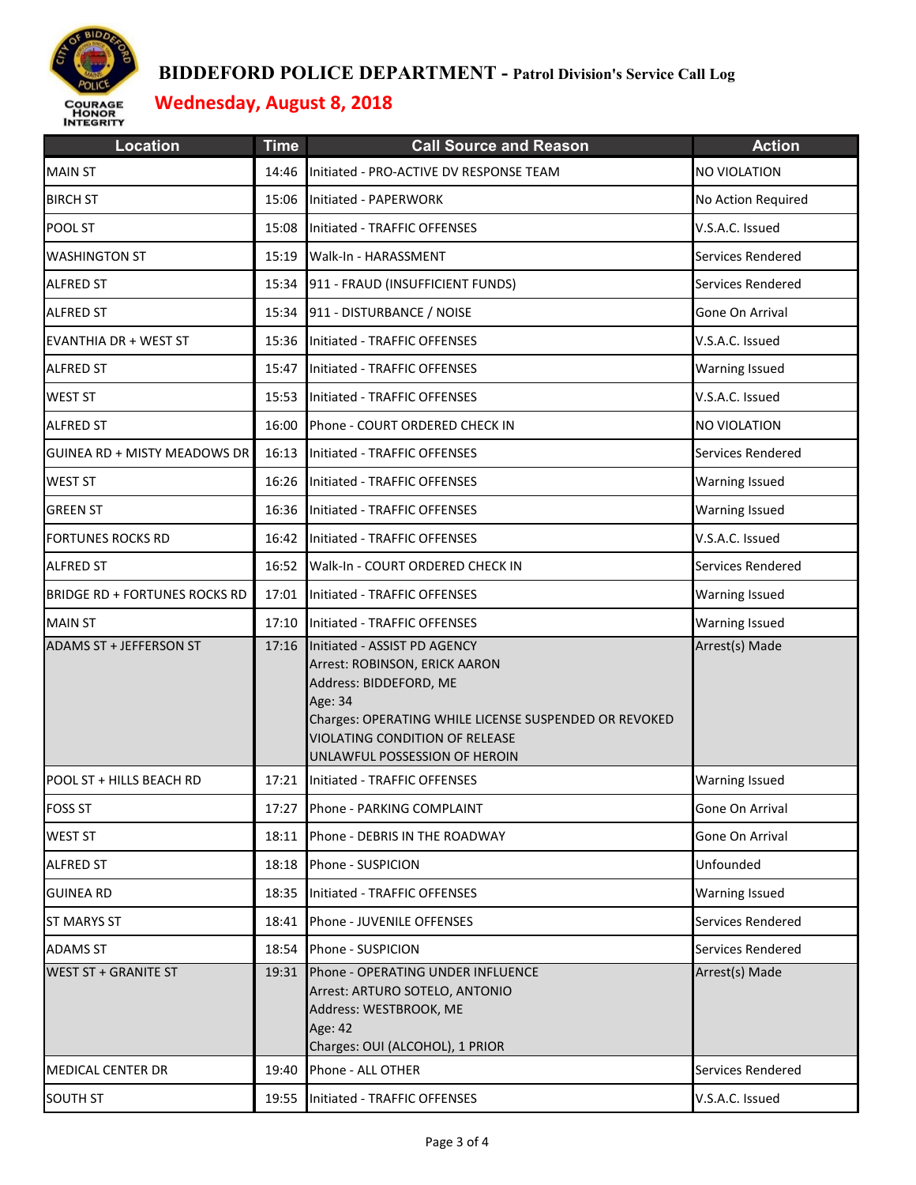# BIDDEFORD POLICE DEPARTMENT - Patrol Division's Service Call Log

## Wednesday, August 8, 2018

| Location | Time | Call Source and Reason | Action |
|---|---|---|---|
| MAIN ST | 14:46 | Initiated - PRO-ACTIVE DV RESPONSE TEAM | NO VIOLATION |
| BIRCH ST | 15:06 | Initiated - PAPERWORK | No Action Required |
| POOL ST | 15:08 | Initiated - TRAFFIC OFFENSES | V.S.A.C. Issued |
| WASHINGTON ST | 15:19 | Walk-In - HARASSMENT | Services Rendered |
| ALFRED ST | 15:34 | 911 - FRAUD (INSUFFICIENT FUNDS) | Services Rendered |
| ALFRED ST | 15:34 | 911 - DISTURBANCE / NOISE | Gone On Arrival |
| EVANTHIA DR + WEST ST | 15:36 | Initiated - TRAFFIC OFFENSES | V.S.A.C. Issued |
| ALFRED ST | 15:47 | Initiated - TRAFFIC OFFENSES | Warning Issued |
| WEST ST | 15:53 | Initiated - TRAFFIC OFFENSES | V.S.A.C. Issued |
| ALFRED ST | 16:00 | Phone - COURT ORDERED CHECK IN | NO VIOLATION |
| GUINEA RD + MISTY MEADOWS DR | 16:13 | Initiated - TRAFFIC OFFENSES | Services Rendered |
| WEST ST | 16:26 | Initiated - TRAFFIC OFFENSES | Warning Issued |
| GREEN ST | 16:36 | Initiated - TRAFFIC OFFENSES | Warning Issued |
| FORTUNES ROCKS RD | 16:42 | Initiated - TRAFFIC OFFENSES | V.S.A.C. Issued |
| ALFRED ST | 16:52 | Walk-In - COURT ORDERED CHECK IN | Services Rendered |
| BRIDGE RD + FORTUNES ROCKS RD | 17:01 | Initiated - TRAFFIC OFFENSES | Warning Issued |
| MAIN ST | 17:10 | Initiated - TRAFFIC OFFENSES | Warning Issued |
| ADAMS ST + JEFFERSON ST | 17:16 | Initiated - ASSIST PD AGENCY<br>Arrest: ROBINSON, ERICK AARON<br>Address: BIDDEFORD, ME<br>Age: 34<br>Charges: OPERATING WHILE LICENSE SUSPENDED OR REVOKED<br>VIOLATING CONDITION OF RELEASE<br>UNLAWFUL POSSESSION OF HEROIN | Arrest(s) Made |
| POOL ST + HILLS BEACH RD | 17:21 | Initiated - TRAFFIC OFFENSES | Warning Issued |
| FOSS ST | 17:27 | Phone - PARKING COMPLAINT | Gone On Arrival |
| WEST ST | 18:11 | Phone - DEBRIS IN THE ROADWAY | Gone On Arrival |
| ALFRED ST | 18:18 | Phone - SUSPICION | Unfounded |
| GUINEA RD | 18:35 | Initiated - TRAFFIC OFFENSES | Warning Issued |
| ST MARYS ST | 18:41 | Phone - JUVENILE OFFENSES | Services Rendered |
| ADAMS ST | 18:54 | Phone - SUSPICION | Services Rendered |
| WEST ST + GRANITE ST | 19:31 | Phone - OPERATING UNDER INFLUENCE<br>Arrest: ARTURO SOTELO, ANTONIO<br>Address: WESTBROOK, ME<br>Age: 42<br>Charges: OUI (ALCOHOL), 1 PRIOR | Arrest(s) Made |
| MEDICAL CENTER DR | 19:40 | Phone - ALL OTHER | Services Rendered |
| SOUTH ST | 19:55 | Initiated - TRAFFIC OFFENSES | V.S.A.C. Issued |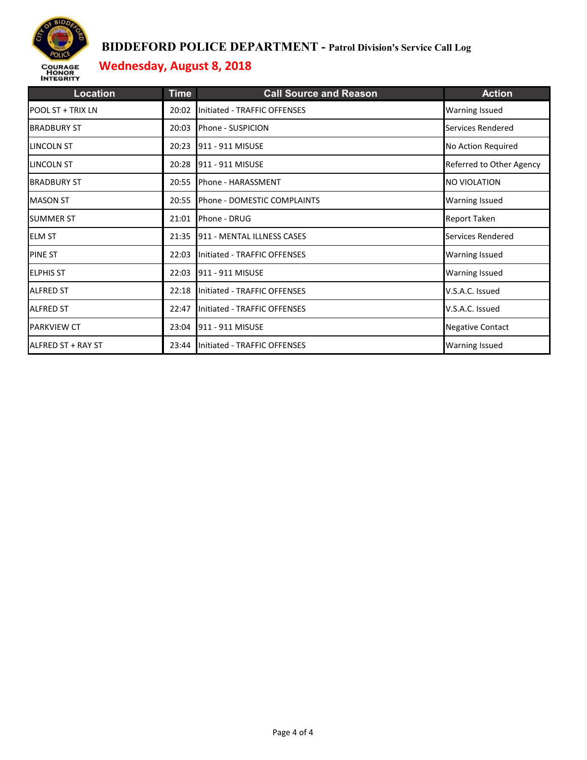# BIDDEFORD POLICE DEPARTMENT - Patrol Division's Service Call Log

## Wednesday, August 8, 2018

| Location | Time | Call Source and Reason | Action |
|---|---|---|---|
| POOL ST + TRIX LN | 20:02 | Initiated - TRAFFIC OFFENSES | Warning Issued |
| BRADBURY ST | 20:03 | Phone - SUSPICION | Services Rendered |
| LINCOLN ST | 20:23 | 911 - 911 MISUSE | No Action Required |
| LINCOLN ST | 20:28 | 911 - 911 MISUSE | Referred to Other Agency |
| BRADBURY ST | 20:55 | Phone - HARASSMENT | NO VIOLATION |
| MASON ST | 20:55 | Phone - DOMESTIC COMPLAINTS | Warning Issued |
| SUMMER ST | 21:01 | Phone - DRUG | Report Taken |
| ELM ST | 21:35 | 911 - MENTAL ILLNESS CASES | Services Rendered |
| PINE ST | 22:03 | Initiated - TRAFFIC OFFENSES | Warning Issued |
| ELPHIS ST | 22:03 | 911 - 911 MISUSE | Warning Issued |
| ALFRED ST | 22:18 | Initiated - TRAFFIC OFFENSES | V.S.A.C. Issued |
| ALFRED ST | 22:47 | Initiated - TRAFFIC OFFENSES | V.S.A.C. Issued |
| PARKVIEW CT | 23:04 | 911 - 911 MISUSE | Negative Contact |
| ALFRED ST + RAY ST | 23:44 | Initiated - TRAFFIC OFFENSES | Warning Issued |